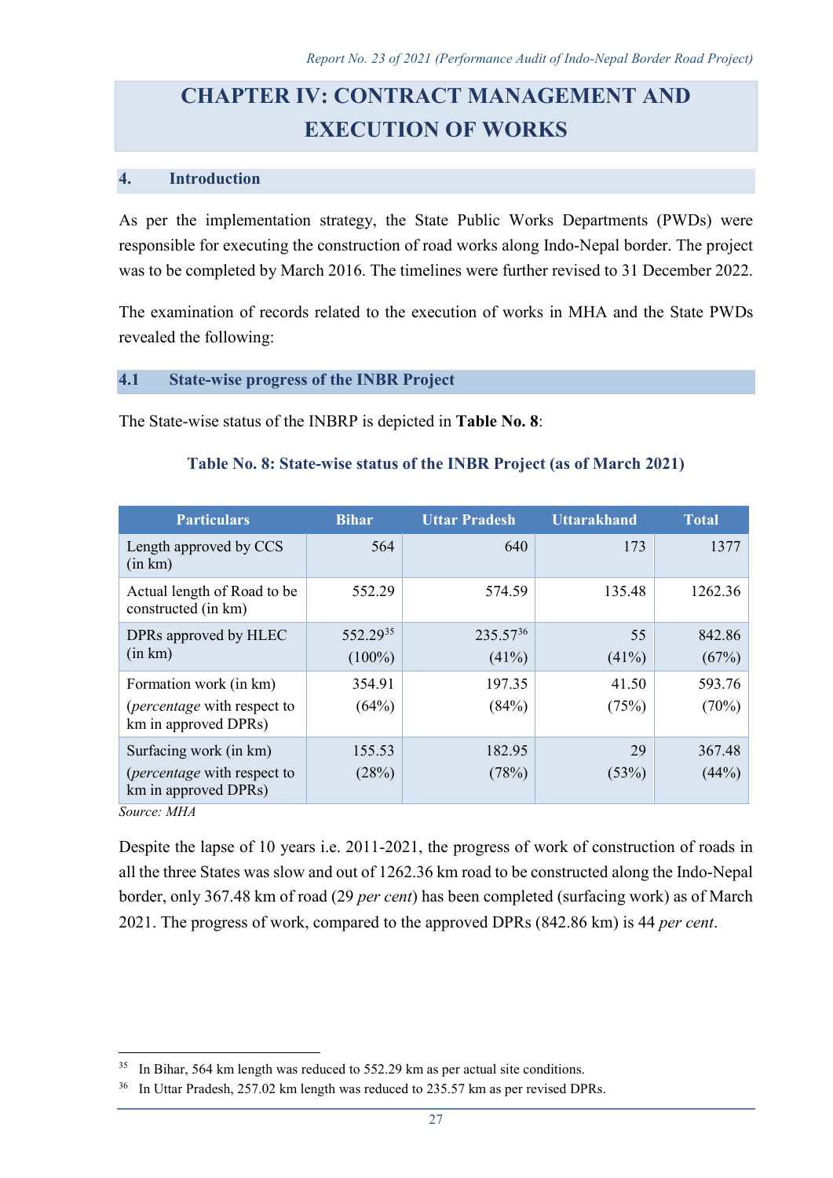# CHAPTER IV: CONTRACT MANAGEMENT AND EXECUTION OF WORKS

## 4. Introduction

As per the implementation strategy, the State Public Works Departments (PWDs) were responsible for executing the construction of road works along Indo-Nepal border. The project was to be completed by March 2016. The timelines were further revised to 31 December 2022.

The examination of records related to the execution of works in MHA and the State PWDs revealed the following:

## 4.1 State-wise progress of the INBR Project

The State-wise status of the INBRP is depicted in **Table No. 8**:

**Table No. 8: State-wise status of the INBR Project (as of March 2021)**

| Particulars | Bihar | Uttar Pradesh | Uttarakhand | Total |
|---|---|---|---|---|
| Length approved by CCS (in km) | 564 | 640 | 173 | 1377 |
| Actual length of Road to be constructed (in km) | 552.29 | 574.59 | 135.48 | 1262.36 |
| DPRs approved by HLEC (in km) | 552.29[35] (100%) | 235.57[36] (41%) | 55 (41%) | 842.86 (67%) |
| Formation work (in km) (*percentage* with respect to km in approved DPRs) | 354.91 (64%) | 197.35 (84%) | 41.50 (75%) | 593.76 (70%) |
| Surfacing work (in km) (*percentage* with respect to km in approved DPRs) | 155.53 (28%) | 182.95 (78%) | 29 (53%) | 367.48 (44%) |

*Source: MHA*

Despite the lapse of 10 years i.e. 2011-2021, the progress of work of construction of roads in all the three States was slow and out of 1262.36 km road to be constructed along the Indo-Nepal border, only 367.48 km of road (29 *per cent*) has been completed (surfacing work) as of March 2021. The progress of work, compared to the approved DPRs (842.86 km) is 44 *per cent*.

---

[35] In Bihar, 564 km length was reduced to 552.29 km as per actual site conditions.

[36] In Uttar Pradesh, 257.02 km length was reduced to 235.57 km as per revised DPRs.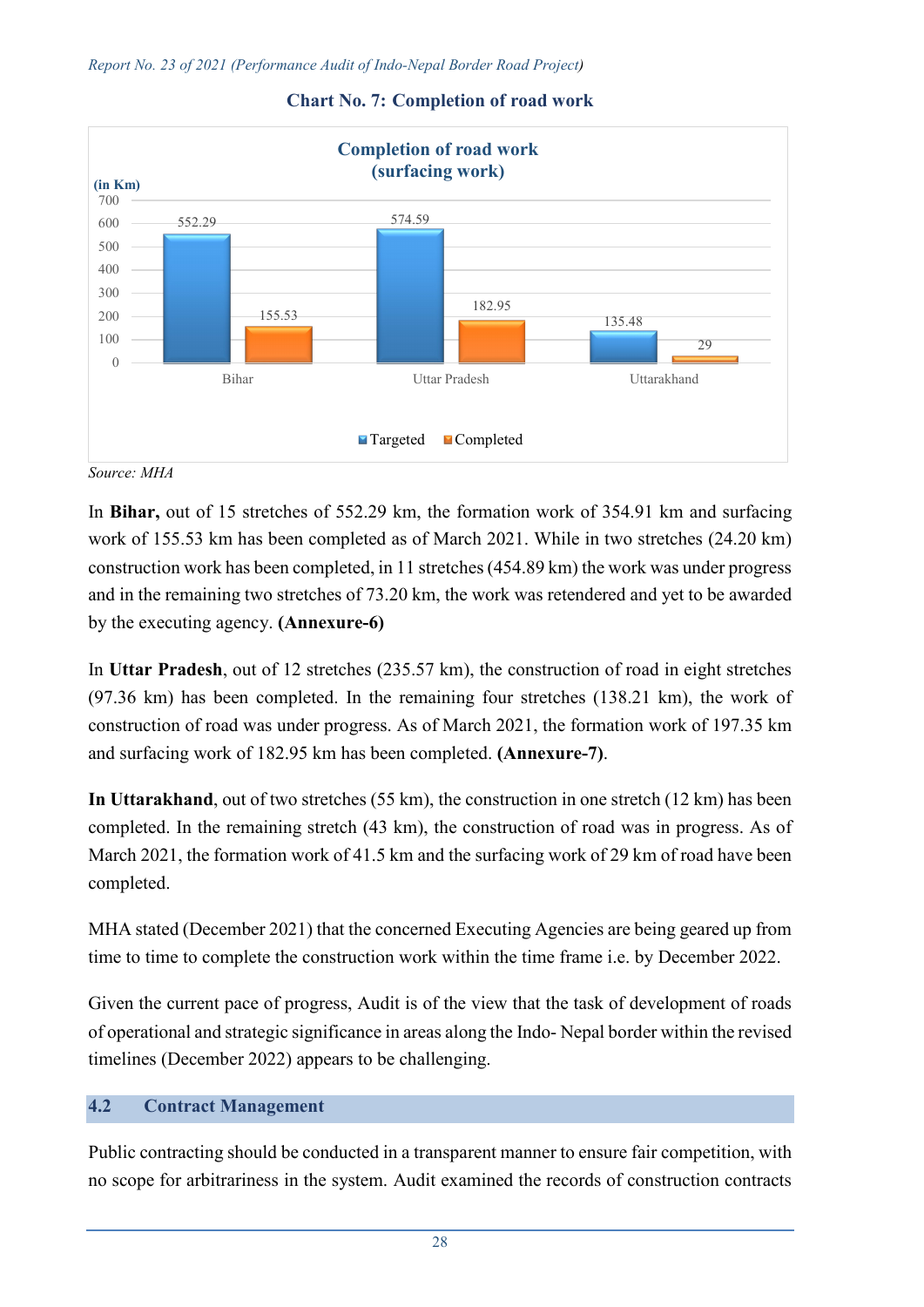**Chart No. 7: Completion of road work**

| (in Km) | Targeted | Completed |
|---|---|---|
| Bihar | 552.29 | 155.53 |
| Uttar Pradesh | 574.59 | 182.95 |
| Uttarakhand | 135.48 | 29 |

*Completion of road work (surfacing work)*

*Source: MHA*

In **Bihar,** out of 15 stretches of 552.29 km, the formation work of 354.91 km and surfacing work of 155.53 km has been completed as of March 2021. While in two stretches (24.20 km) construction work has been completed, in 11 stretches (454.89 km) the work was under progress and in the remaining two stretches of 73.20 km, the work was retendered and yet to be awarded by the executing agency. **(Annexure-6)**

In **Uttar Pradesh**, out of 12 stretches (235.57 km), the construction of road in eight stretches (97.36 km) has been completed. In the remaining four stretches (138.21 km), the work of construction of road was under progress. As of March 2021, the formation work of 197.35 km and surfacing work of 182.95 km has been completed. **(Annexure-7)**.

**In Uttarakhand**, out of two stretches (55 km), the construction in one stretch (12 km) has been completed. In the remaining stretch (43 km), the construction of road was in progress. As of March 2021, the formation work of 41.5 km and the surfacing work of 29 km of road have been completed.

MHA stated (December 2021) that the concerned Executing Agencies are being geared up from time to time to complete the construction work within the time frame i.e. by December 2022.

Given the current pace of progress, Audit is of the view that the task of development of roads of operational and strategic significance in areas along the Indo- Nepal border within the revised timelines (December 2022) appears to be challenging.

## 4.2 Contract Management

Public contracting should be conducted in a transparent manner to ensure fair competition, with no scope for arbitrariness in the system. Audit examined the records of construction contracts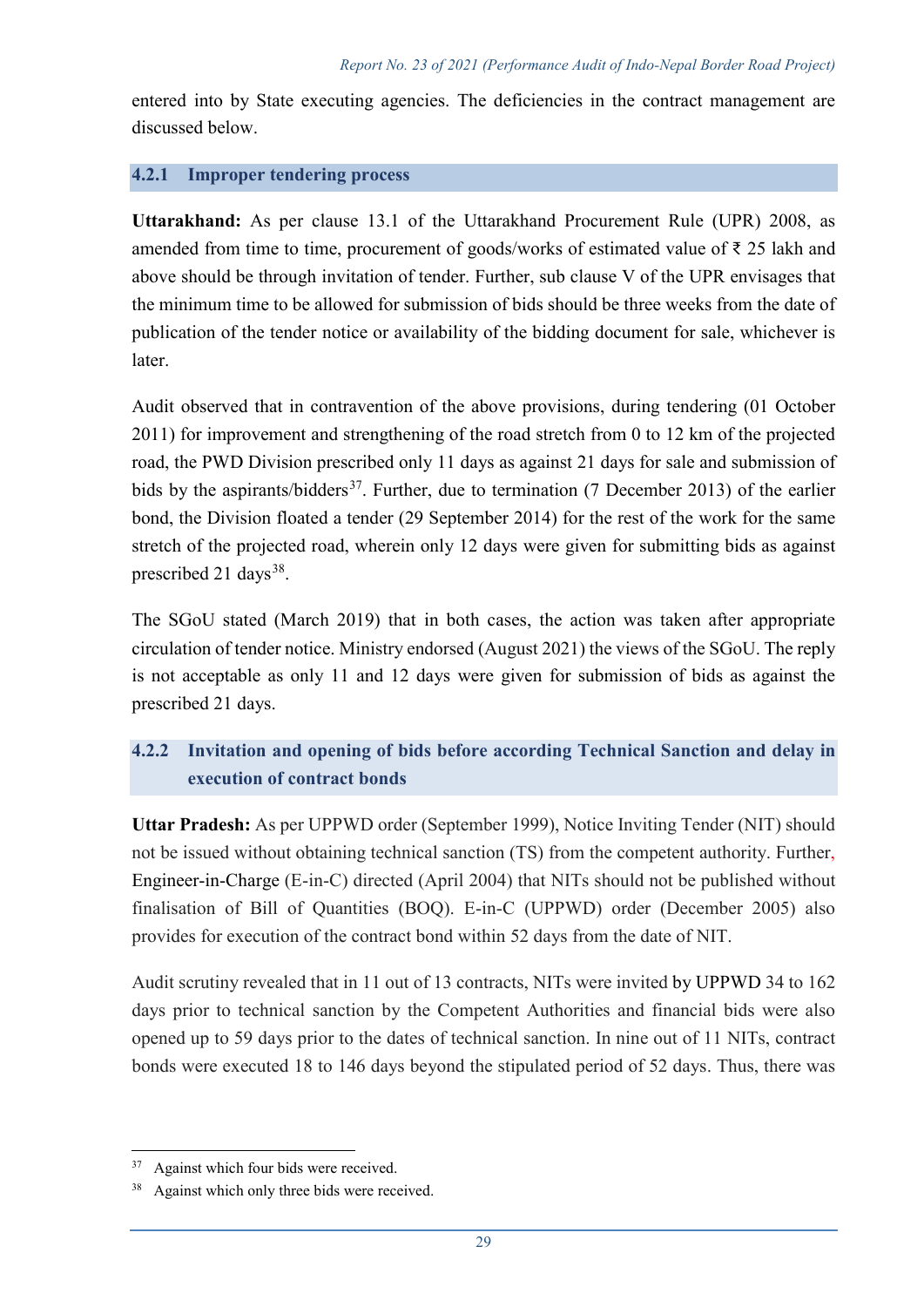entered into by State executing agencies. The deficiencies in the contract management are discussed below.

### 4.2.1 Improper tendering process

**Uttarakhand:** As per clause 13.1 of the Uttarakhand Procurement Rule (UPR) 2008, as amended from time to time, procurement of goods/works of estimated value of ₹ 25 lakh and above should be through invitation of tender. Further, sub clause V of the UPR envisages that the minimum time to be allowed for submission of bids should be three weeks from the date of publication of the tender notice or availability of the bidding document for sale, whichever is later.

Audit observed that in contravention of the above provisions, during tendering (01 October 2011) for improvement and strengthening of the road stretch from 0 to 12 km of the projected road, the PWD Division prescribed only 11 days as against 21 days for sale and submission of bids by the aspirants/bidders[37]. Further, due to termination (7 December 2013) of the earlier bond, the Division floated a tender (29 September 2014) for the rest of the work for the same stretch of the projected road, wherein only 12 days were given for submitting bids as against prescribed 21 days[38].

The SGoU stated (March 2019) that in both cases, the action was taken after appropriate circulation of tender notice. Ministry endorsed (August 2021) the views of the SGoU. The reply is not acceptable as only 11 and 12 days were given for submission of bids as against the prescribed 21 days.

### 4.2.2 Invitation and opening of bids before according Technical Sanction and delay in execution of contract bonds

**Uttar Pradesh:** As per UPPWD order (September 1999), Notice Inviting Tender (NIT) should not be issued without obtaining technical sanction (TS) from the competent authority. Further, Engineer-in-Charge (E-in-C) directed (April 2004) that NITs should not be published without finalisation of Bill of Quantities (BOQ). E-in-C (UPPWD) order (December 2005) also provides for execution of the contract bond within 52 days from the date of NIT.

Audit scrutiny revealed that in 11 out of 13 contracts, NITs were invited by UPPWD 34 to 162 days prior to technical sanction by the Competent Authorities and financial bids were also opened up to 59 days prior to the dates of technical sanction. In nine out of 11 NITs, contract bonds were executed 18 to 146 days beyond the stipulated period of 52 days. Thus, there was

---

[37] Against which four bids were received.

[38] Against which only three bids were received.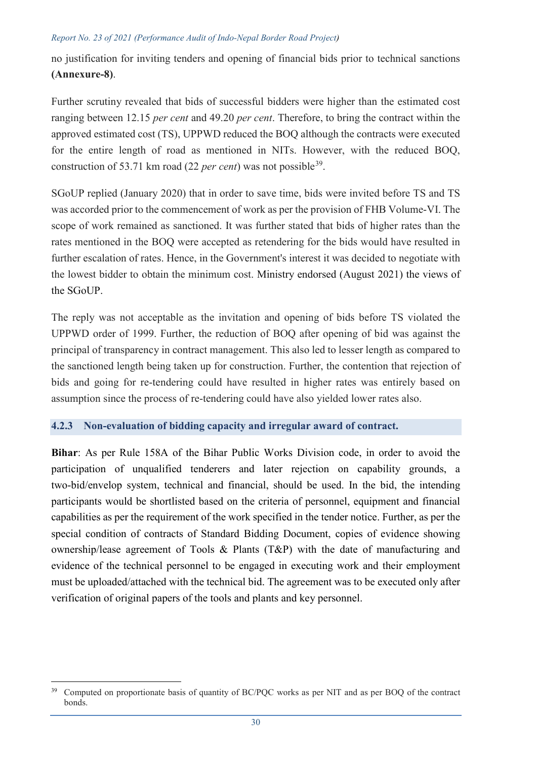no justification for inviting tenders and opening of financial bids prior to technical sanctions **(Annexure-8)**.

Further scrutiny revealed that bids of successful bidders were higher than the estimated cost ranging between 12.15 *per cent* and 49.20 *per cent*. Therefore, to bring the contract within the approved estimated cost (TS), UPPWD reduced the BOQ although the contracts were executed for the entire length of road as mentioned in NITs. However, with the reduced BOQ, construction of 53.71 km road (22 *per cent*) was not possible[39].

SGoUP replied (January 2020) that in order to save time, bids were invited before TS and TS was accorded prior to the commencement of work as per the provision of FHB Volume-VI. The scope of work remained as sanctioned. It was further stated that bids of higher rates than the rates mentioned in the BOQ were accepted as retendering for the bids would have resulted in further escalation of rates. Hence, in the Government's interest it was decided to negotiate with the lowest bidder to obtain the minimum cost. Ministry endorsed (August 2021) the views of the SGoUP.

The reply was not acceptable as the invitation and opening of bids before TS violated the UPPWD order of 1999. Further, the reduction of BOQ after opening of bid was against the principal of transparency in contract management. This also led to lesser length as compared to the sanctioned length being taken up for construction. Further, the contention that rejection of bids and going for re-tendering could have resulted in higher rates was entirely based on assumption since the process of re-tendering could have also yielded lower rates also.

### 4.2.3 Non-evaluation of bidding capacity and irregular award of contract.

**Bihar**: As per Rule 158A of the Bihar Public Works Division code, in order to avoid the participation of unqualified tenderers and later rejection on capability grounds, a two-bid/envelop system, technical and financial, should be used. In the bid, the intending participants would be shortlisted based on the criteria of personnel, equipment and financial capabilities as per the requirement of the work specified in the tender notice. Further, as per the special condition of contracts of Standard Bidding Document, copies of evidence showing ownership/lease agreement of Tools & Plants (T&P) with the date of manufacturing and evidence of the technical personnel to be engaged in executing work and their employment must be uploaded/attached with the technical bid. The agreement was to be executed only after verification of original papers of the tools and plants and key personnel.

---

[39] Computed on proportionate basis of quantity of BC/PQC works as per NIT and as per BOQ of the contract bonds.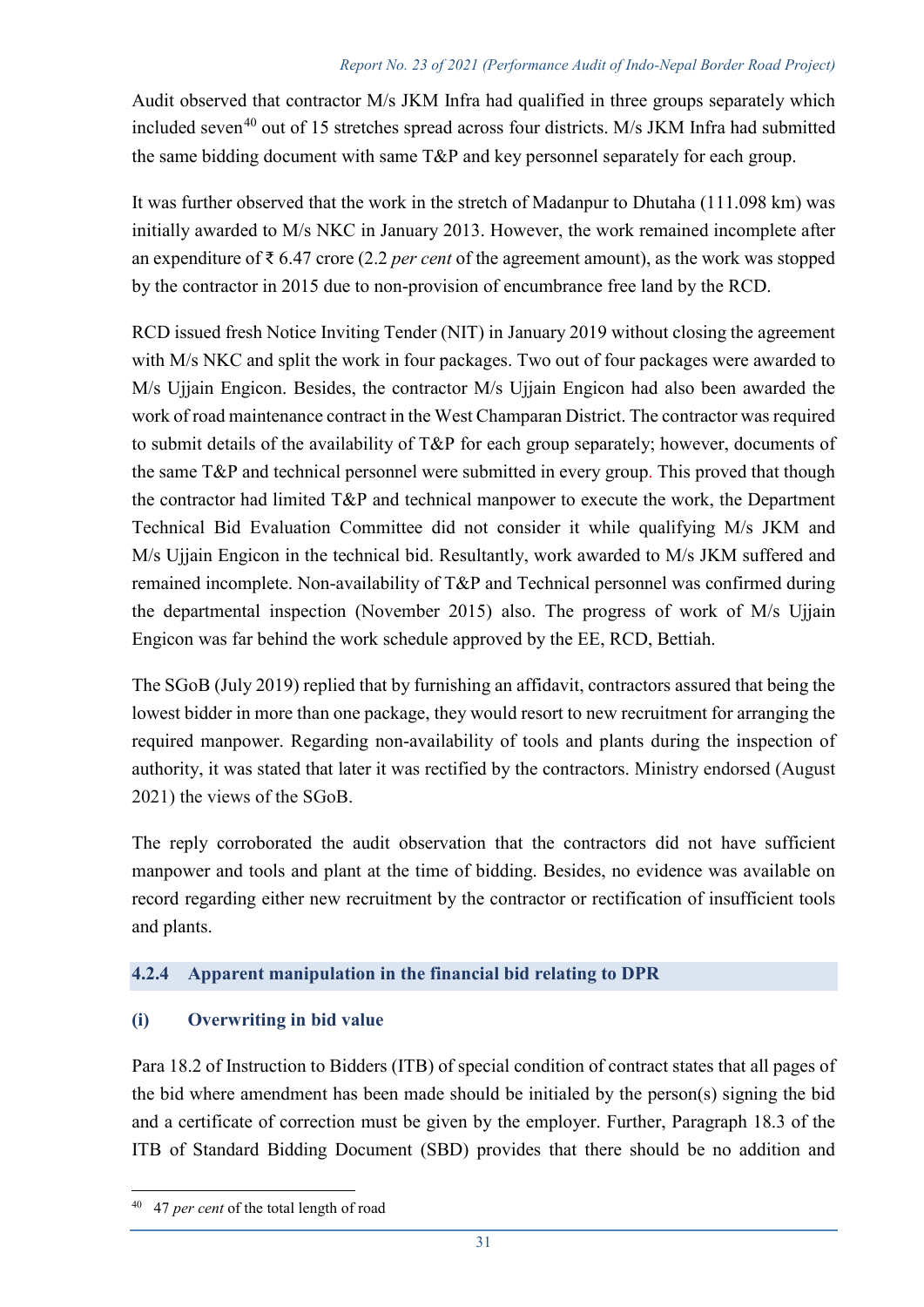Audit observed that contractor M/s JKM Infra had qualified in three groups separately which included seven[40] out of 15 stretches spread across four districts. M/s JKM Infra had submitted the same bidding document with same T&P and key personnel separately for each group.

It was further observed that the work in the stretch of Madanpur to Dhutaha (111.098 km) was initially awarded to M/s NKC in January 2013. However, the work remained incomplete after an expenditure of ₹ 6.47 crore (2.2 *per cent* of the agreement amount), as the work was stopped by the contractor in 2015 due to non-provision of encumbrance free land by the RCD.

RCD issued fresh Notice Inviting Tender (NIT) in January 2019 without closing the agreement with M/s NKC and split the work in four packages. Two out of four packages were awarded to M/s Ujjain Engicon. Besides, the contractor M/s Ujjain Engicon had also been awarded the work of road maintenance contract in the West Champaran District. The contractor was required to submit details of the availability of T&P for each group separately; however, documents of the same T&P and technical personnel were submitted in every group. This proved that though the contractor had limited T&P and technical manpower to execute the work, the Department Technical Bid Evaluation Committee did not consider it while qualifying M/s JKM and M/s Ujjain Engicon in the technical bid. Resultantly, work awarded to M/s JKM suffered and remained incomplete. Non-availability of T&P and Technical personnel was confirmed during the departmental inspection (November 2015) also. The progress of work of M/s Ujjain Engicon was far behind the work schedule approved by the EE, RCD, Bettiah.

The SGoB (July 2019) replied that by furnishing an affidavit, contractors assured that being the lowest bidder in more than one package, they would resort to new recruitment for arranging the required manpower. Regarding non-availability of tools and plants during the inspection of authority, it was stated that later it was rectified by the contractors. Ministry endorsed (August 2021) the views of the SGoB.

The reply corroborated the audit observation that the contractors did not have sufficient manpower and tools and plant at the time of bidding. Besides, no evidence was available on record regarding either new recruitment by the contractor or rectification of insufficient tools and plants.

### 4.2.4 Apparent manipulation in the financial bid relating to DPR

#### (i) Overwriting in bid value

Para 18.2 of Instruction to Bidders (ITB) of special condition of contract states that all pages of the bid where amendment has been made should be initialed by the person(s) signing the bid and a certificate of correction must be given by the employer. Further, Paragraph 18.3 of the ITB of Standard Bidding Document (SBD) provides that there should be no addition and

---

[40] 47 *per cent* of the total length of road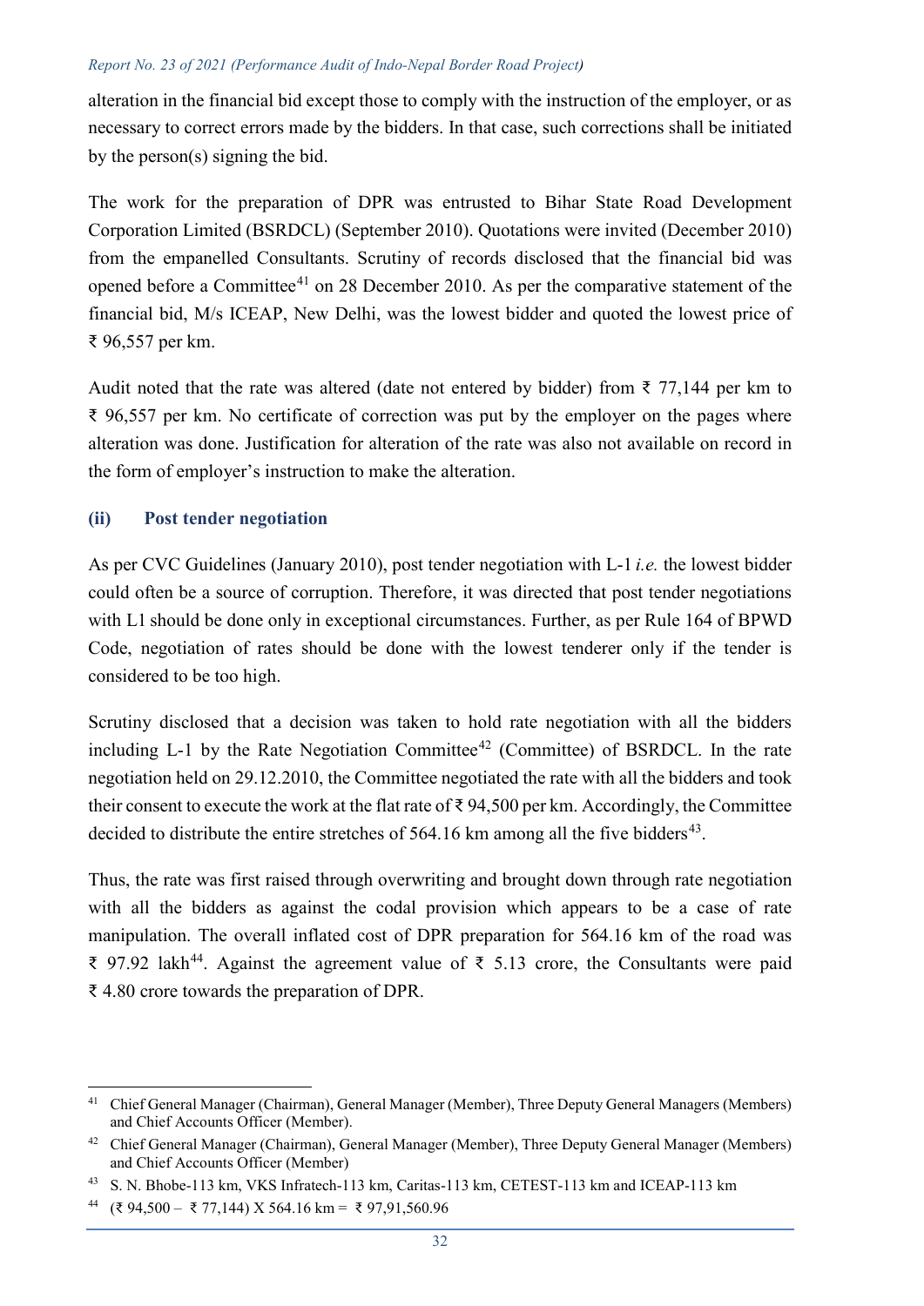alteration in the financial bid except those to comply with the instruction of the employer, or as necessary to correct errors made by the bidders. In that case, such corrections shall be initiated by the person(s) signing the bid.

The work for the preparation of DPR was entrusted to Bihar State Road Development Corporation Limited (BSRDCL) (September 2010). Quotations were invited (December 2010) from the empanelled Consultants. Scrutiny of records disclosed that the financial bid was opened before a Committee[41] on 28 December 2010. As per the comparative statement of the financial bid, M/s ICEAP, New Delhi, was the lowest bidder and quoted the lowest price of ₹ 96,557 per km.

Audit noted that the rate was altered (date not entered by bidder) from ₹ 77,144 per km to ₹ 96,557 per km. No certificate of correction was put by the employer on the pages where alteration was done. Justification for alteration of the rate was also not available on record in the form of employer's instruction to make the alteration.

### (ii) Post tender negotiation

As per CVC Guidelines (January 2010), post tender negotiation with L-1 *i.e.* the lowest bidder could often be a source of corruption. Therefore, it was directed that post tender negotiations with L1 should be done only in exceptional circumstances. Further, as per Rule 164 of BPWD Code, negotiation of rates should be done with the lowest tenderer only if the tender is considered to be too high.

Scrutiny disclosed that a decision was taken to hold rate negotiation with all the bidders including L-1 by the Rate Negotiation Committee[42] (Committee) of BSRDCL. In the rate negotiation held on 29.12.2010, the Committee negotiated the rate with all the bidders and took their consent to execute the work at the flat rate of ₹ 94,500 per km. Accordingly, the Committee decided to distribute the entire stretches of 564.16 km among all the five bidders[43].

Thus, the rate was first raised through overwriting and brought down through rate negotiation with all the bidders as against the codal provision which appears to be a case of rate manipulation. The overall inflated cost of DPR preparation for 564.16 km of the road was ₹ 97.92 lakh[44]. Against the agreement value of ₹ 5.13 crore, the Consultants were paid ₹ 4.80 crore towards the preparation of DPR.

---

[41] Chief General Manager (Chairman), General Manager (Member), Three Deputy General Managers (Members) and Chief Accounts Officer (Member).

[42] Chief General Manager (Chairman), General Manager (Member), Three Deputy General Manager (Members) and Chief Accounts Officer (Member)

[43] S. N. Bhobe-113 km, VKS Infratech-113 km, Caritas-113 km, CETEST-113 km and ICEAP-113 km

[44] (₹ 94,500 – ₹ 77,144) X 564.16 km = ₹ 97,91,560.96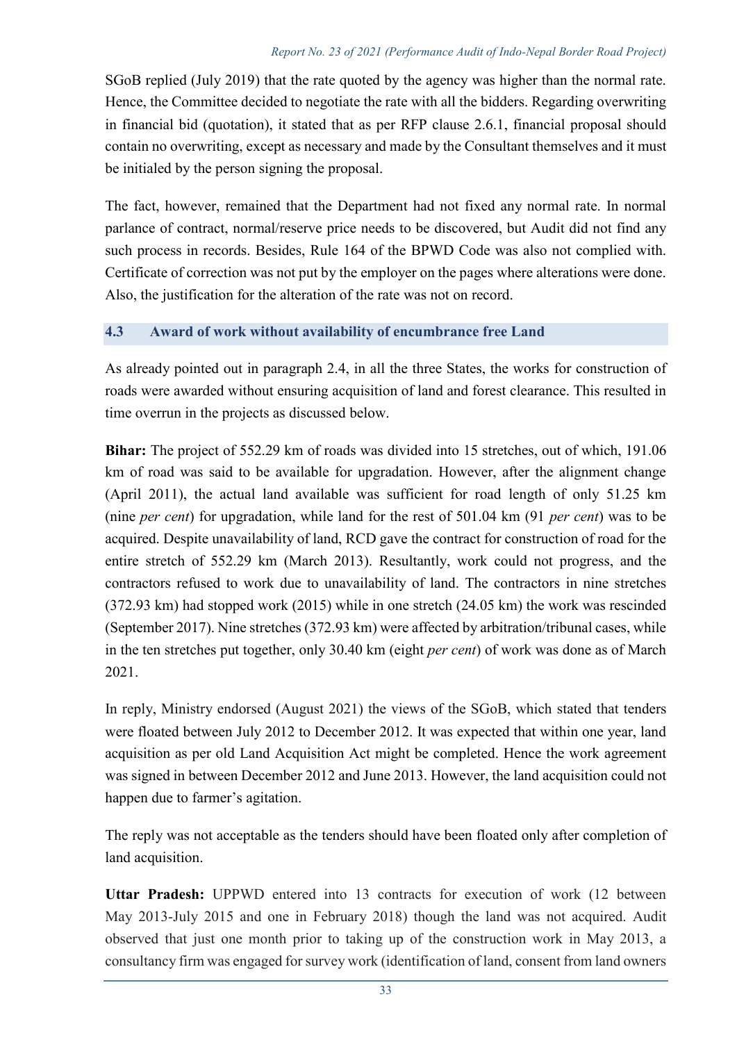SGoB replied (July 2019) that the rate quoted by the agency was higher than the normal rate. Hence, the Committee decided to negotiate the rate with all the bidders. Regarding overwriting in financial bid (quotation), it stated that as per RFP clause 2.6.1, financial proposal should contain no overwriting, except as necessary and made by the Consultant themselves and it must be initialed by the person signing the proposal.

The fact, however, remained that the Department had not fixed any normal rate. In normal parlance of contract, normal/reserve price needs to be discovered, but Audit did not find any such process in records. Besides, Rule 164 of the BPWD Code was also not complied with. Certificate of correction was not put by the employer on the pages where alterations were done. Also, the justification for the alteration of the rate was not on record.

### 4.3 Award of work without availability of encumbrance free Land

As already pointed out in paragraph 2.4, in all the three States, the works for construction of roads were awarded without ensuring acquisition of land and forest clearance. This resulted in time overrun in the projects as discussed below.

**Bihar:** The project of 552.29 km of roads was divided into 15 stretches, out of which, 191.06 km of road was said to be available for upgradation. However, after the alignment change (April 2011), the actual land available was sufficient for road length of only 51.25 km (nine *per cent*) for upgradation, while land for the rest of 501.04 km (91 *per cent*) was to be acquired. Despite unavailability of land, RCD gave the contract for construction of road for the entire stretch of 552.29 km (March 2013). Resultantly, work could not progress, and the contractors refused to work due to unavailability of land. The contractors in nine stretches (372.93 km) had stopped work (2015) while in one stretch (24.05 km) the work was rescinded (September 2017). Nine stretches (372.93 km) were affected by arbitration/tribunal cases, while in the ten stretches put together, only 30.40 km (eight *per cent*) of work was done as of March 2021.

In reply, Ministry endorsed (August 2021) the views of the SGoB, which stated that tenders were floated between July 2012 to December 2012. It was expected that within one year, land acquisition as per old Land Acquisition Act might be completed. Hence the work agreement was signed in between December 2012 and June 2013. However, the land acquisition could not happen due to farmer's agitation.

The reply was not acceptable as the tenders should have been floated only after completion of land acquisition.

**Uttar Pradesh:** UPPWD entered into 13 contracts for execution of work (12 between May 2013-July 2015 and one in February 2018) though the land was not acquired. Audit observed that just one month prior to taking up of the construction work in May 2013, a consultancy firm was engaged for survey work (identification of land, consent from land owners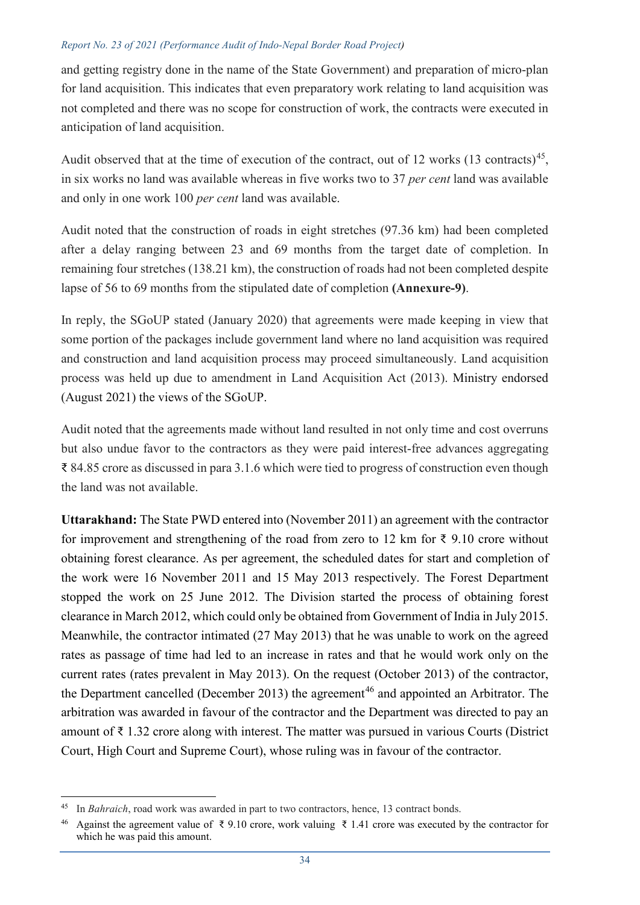and getting registry done in the name of the State Government) and preparation of micro-plan for land acquisition. This indicates that even preparatory work relating to land acquisition was not completed and there was no scope for construction of work, the contracts were executed in anticipation of land acquisition.

Audit observed that at the time of execution of the contract, out of 12 works (13 contracts)[45], in six works no land was available whereas in five works two to 37 *per cent* land was available and only in one work 100 *per cent* land was available.

Audit noted that the construction of roads in eight stretches (97.36 km) had been completed after a delay ranging between 23 and 69 months from the target date of completion. In remaining four stretches (138.21 km), the construction of roads had not been completed despite lapse of 56 to 69 months from the stipulated date of completion **(Annexure-9)**.

In reply, the SGoUP stated (January 2020) that agreements were made keeping in view that some portion of the packages include government land where no land acquisition was required and construction and land acquisition process may proceed simultaneously. Land acquisition process was held up due to amendment in Land Acquisition Act (2013). Ministry endorsed (August 2021) the views of the SGoUP.

Audit noted that the agreements made without land resulted in not only time and cost overruns but also undue favor to the contractors as they were paid interest-free advances aggregating ₹ 84.85 crore as discussed in para 3.1.6 which were tied to progress of construction even though the land was not available.

**Uttarakhand:** The State PWD entered into (November 2011) an agreement with the contractor for improvement and strengthening of the road from zero to 12 km for ₹ 9.10 crore without obtaining forest clearance. As per agreement, the scheduled dates for start and completion of the work were 16 November 2011 and 15 May 2013 respectively. The Forest Department stopped the work on 25 June 2012. The Division started the process of obtaining forest clearance in March 2012, which could only be obtained from Government of India in July 2015. Meanwhile, the contractor intimated (27 May 2013) that he was unable to work on the agreed rates as passage of time had led to an increase in rates and that he would work only on the current rates (rates prevalent in May 2013). On the request (October 2013) of the contractor, the Department cancelled (December 2013) the agreement[46] and appointed an Arbitrator. The arbitration was awarded in favour of the contractor and the Department was directed to pay an amount of ₹ 1.32 crore along with interest. The matter was pursued in various Courts (District Court, High Court and Supreme Court), whose ruling was in favour of the contractor.

---

[45] In *Bahraich*, road work was awarded in part to two contractors, hence, 13 contract bonds.

[46] Against the agreement value of ₹ 9.10 crore, work valuing ₹ 1.41 crore was executed by the contractor for which he was paid this amount.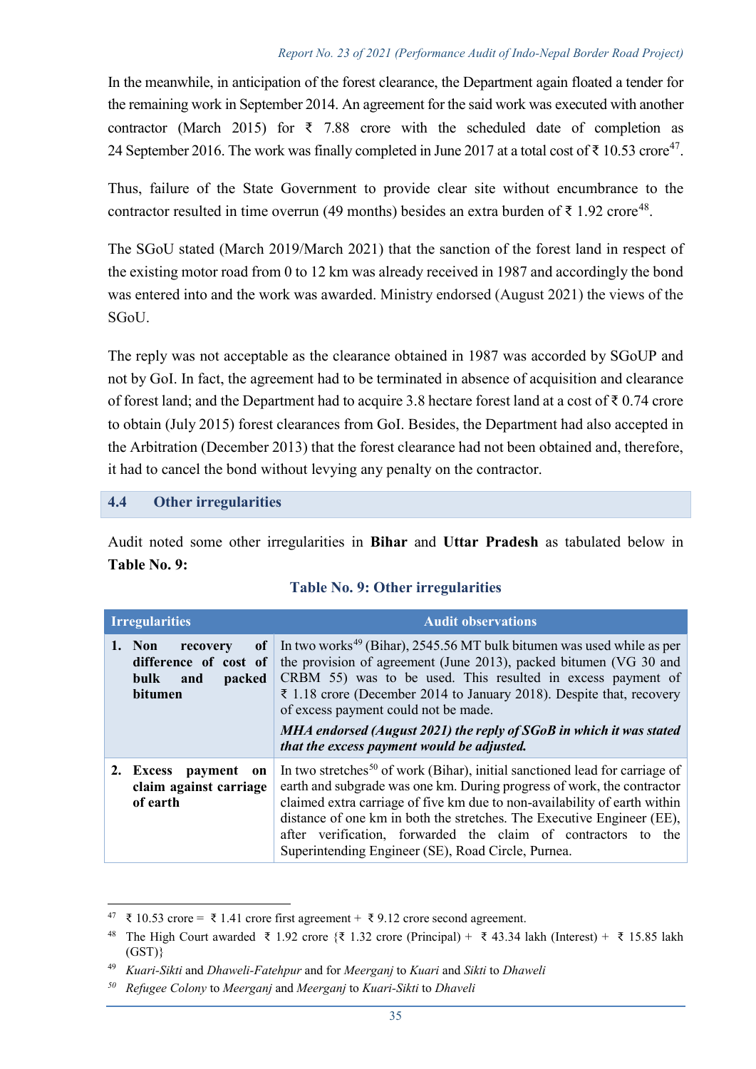In the meanwhile, in anticipation of the forest clearance, the Department again floated a tender for the remaining work in September 2014. An agreement for the said work was executed with another contractor (March 2015) for ₹ 7.88 crore with the scheduled date of completion as 24 September 2016. The work was finally completed in June 2017 at a total cost of ₹ 10.53 crore[47].

Thus, failure of the State Government to provide clear site without encumbrance to the contractor resulted in time overrun (49 months) besides an extra burden of ₹ 1.92 crore[48].

The SGoU stated (March 2019/March 2021) that the sanction of the forest land in respect of the existing motor road from 0 to 12 km was already received in 1987 and accordingly the bond was entered into and the work was awarded. Ministry endorsed (August 2021) the views of the SGoU.

The reply was not acceptable as the clearance obtained in 1987 was accorded by SGoUP and not by GoI. In fact, the agreement had to be terminated in absence of acquisition and clearance of forest land; and the Department had to acquire 3.8 hectare forest land at a cost of ₹ 0.74 crore to obtain (July 2015) forest clearances from GoI. Besides, the Department had also accepted in the Arbitration (December 2013) that the forest clearance had not been obtained and, therefore, it had to cancel the bond without levying any penalty on the contractor.

## 4.4 Other irregularities

Audit noted some other irregularities in **Bihar** and **Uttar Pradesh** as tabulated below in **Table No. 9:**

**Table No. 9: Other irregularities**

| Irregularities | Audit observations |
|---|---|
| **1. Non recovery of difference of cost of bulk and packed bitumen** | In two works[49] (Bihar), 2545.56 MT bulk bitumen was used while as per the provision of agreement (June 2013), packed bitumen (VG 30 and CRBM 55) was to be used. This resulted in excess payment of ₹ 1.18 crore (December 2014 to January 2018). Despite that, recovery of excess payment could not be made. ***MHA endorsed (August 2021) the reply of SGoB in which it was stated that the excess payment would be adjusted.*** |
| **2. Excess payment on claim against carriage of earth** | In two stretches[50] of work (Bihar), initial sanctioned lead for carriage of earth and subgrade was one km. During progress of work, the contractor claimed extra carriage of five km due to non-availability of earth within distance of one km in both the stretches. The Executive Engineer (EE), after verification, forwarded the claim of contractors to the Superintending Engineer (SE), Road Circle, Purnea. |

---

[47] ₹ 10.53 crore = ₹ 1.41 crore first agreement + ₹ 9.12 crore second agreement.

[48] The High Court awarded ₹ 1.92 crore {₹ 1.32 crore (Principal) + ₹ 43.34 lakh (Interest) + ₹ 15.85 lakh (GST)}

[49] *Kuari-Sikti* and *Dhaweli-Fatehpur* and for *Meerganj* to *Kuari* and *Sikti* to *Dhaweli*

[50] *Refugee Colony* to *Meerganj* and *Meerganj* to *Kuari-Sikti* to *Dhaveli*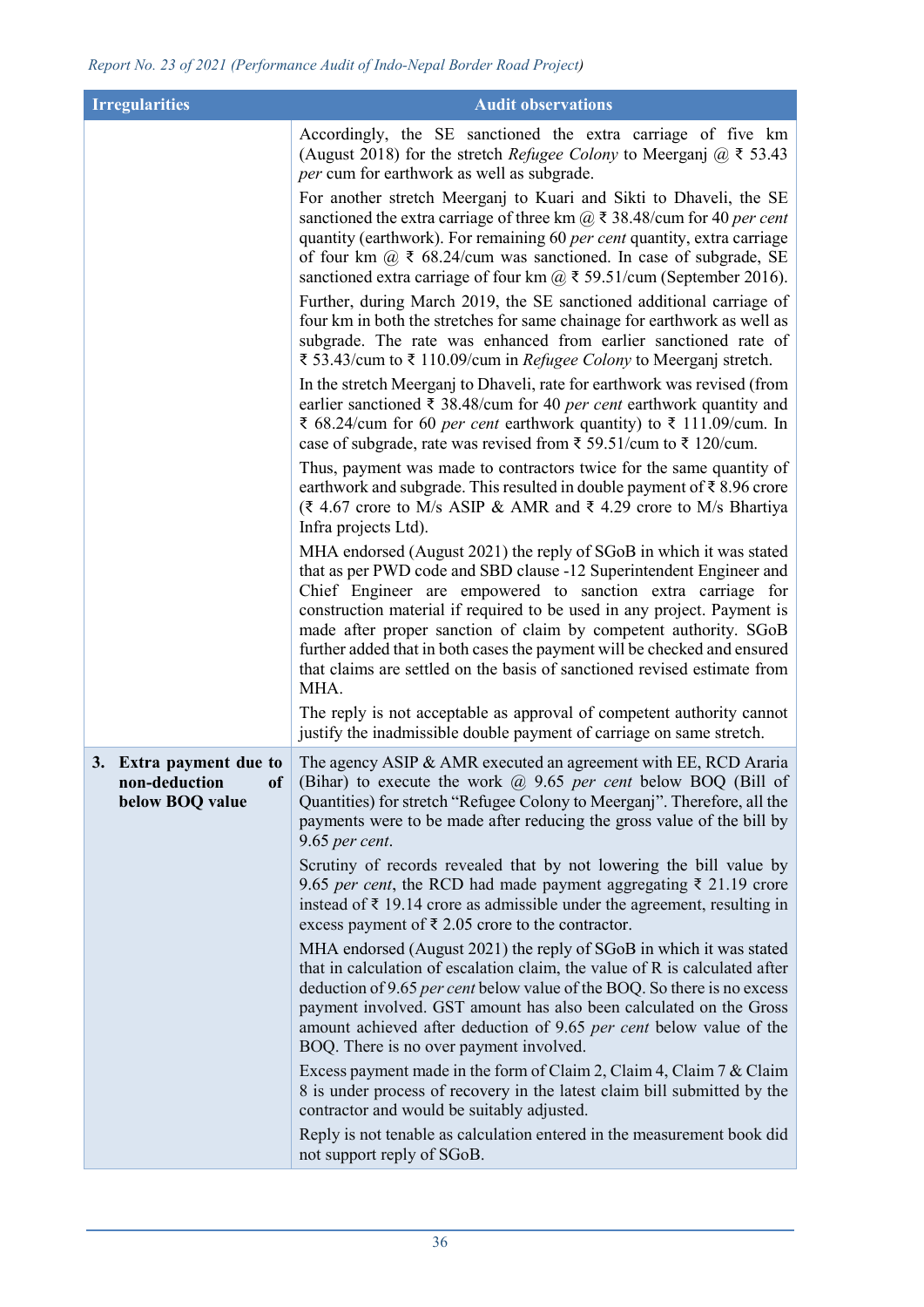| Irregularities | Audit observations |
|---|---|
| | Accordingly, the SE sanctioned the extra carriage of five km (August 2018) for the stretch *Refugee Colony* to Meerganj @ ₹ 53.43 *per* cum for earthwork as well as subgrade.<br>For another stretch Meerganj to Kuari and Sikti to Dhaveli, the SE sanctioned the extra carriage of three km @ ₹ 38.48/cum for 40 *per cent* quantity (earthwork). For remaining 60 *per cent* quantity, extra carriage of four km @ ₹ 68.24/cum was sanctioned. In case of subgrade, SE sanctioned extra carriage of four km @ ₹ 59.51/cum (September 2016).<br>Further, during March 2019, the SE sanctioned additional carriage of four km in both the stretches for same chainage for earthwork as well as subgrade. The rate was enhanced from earlier sanctioned rate of ₹ 53.43/cum to ₹ 110.09/cum in *Refugee Colony* to Meerganj stretch.<br>In the stretch Meerganj to Dhaveli, rate for earthwork was revised (from earlier sanctioned ₹ 38.48/cum for 40 *per cent* earthwork quantity and ₹ 68.24/cum for 60 *per cent* earthwork quantity) to ₹ 111.09/cum. In case of subgrade, rate was revised from ₹ 59.51/cum to ₹ 120/cum.<br>Thus, payment was made to contractors twice for the same quantity of earthwork and subgrade. This resulted in double payment of ₹ 8.96 crore (₹ 4.67 crore to M/s ASIP & AMR and ₹ 4.29 crore to M/s Bhartiya Infra projects Ltd).<br>MHA endorsed (August 2021) the reply of SGoB in which it was stated that as per PWD code and SBD clause -12 Superintendent Engineer and Chief Engineer are empowered to sanction extra carriage for construction material if required to be used in any project. Payment is made after proper sanction of claim by competent authority. SGoB further added that in both cases the payment will be checked and ensured that claims are settled on the basis of sanctioned revised estimate from MHA.<br>The reply is not acceptable as approval of competent authority cannot justify the inadmissible double payment of carriage on same stretch. |
| **3. Extra payment due to non-deduction of below BOQ value** | The agency ASIP & AMR executed an agreement with EE, RCD Araria (Bihar) to execute the work @ 9.65 *per cent* below BOQ (Bill of Quantities) for stretch "Refugee Colony to Meerganj". Therefore, all the payments were to be made after reducing the gross value of the bill by 9.65 *per cent*.<br>Scrutiny of records revealed that by not lowering the bill value by 9.65 *per cent*, the RCD had made payment aggregating ₹ 21.19 crore instead of ₹ 19.14 crore as admissible under the agreement, resulting in excess payment of ₹ 2.05 crore to the contractor.<br>MHA endorsed (August 2021) the reply of SGoB in which it was stated that in calculation of escalation claim, the value of R is calculated after deduction of 9.65 *per cent* below value of the BOQ. So there is no excess payment involved. GST amount has also been calculated on the Gross amount achieved after deduction of 9.65 *per cent* below value of the BOQ. There is no over payment involved.<br>Excess payment made in the form of Claim 2, Claim 4, Claim 7 & Claim 8 is under process of recovery in the latest claim bill submitted by the contractor and would be suitably adjusted.<br>Reply is not tenable as calculation entered in the measurement book did not support reply of SGoB. |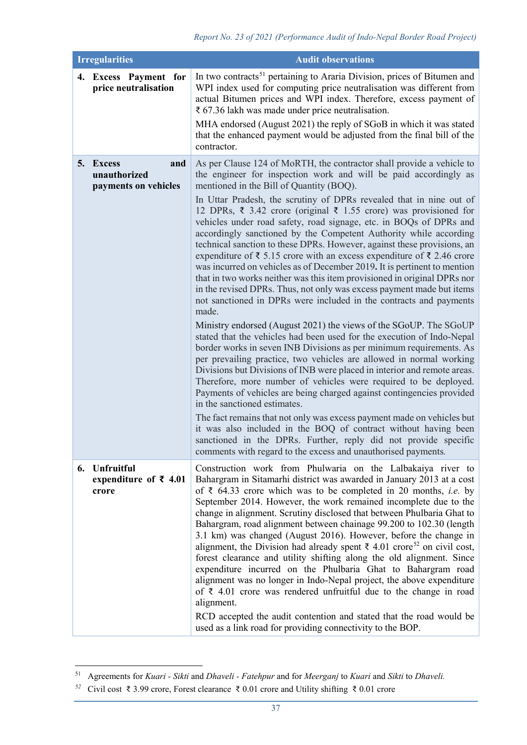| Irregularities | Audit observations |
|---|---|
| **4. Excess Payment for price neutralisation** | In two contracts[51] pertaining to Araria Division, prices of Bitumen and WPI index used for computing price neutralisation was different from actual Bitumen prices and WPI index. Therefore, excess payment of ₹ 67.36 lakh was made under price neutralisation.<br><br>MHA endorsed (August 2021) the reply of SGoB in which it was stated that the enhanced payment would be adjusted from the final bill of the contractor. |
| **5. Excess and unauthorized payments on vehicles** | As per Clause 124 of MoRTH, the contractor shall provide a vehicle to the engineer for inspection work and will be paid accordingly as mentioned in the Bill of Quantity (BOQ).<br><br>In Uttar Pradesh, the scrutiny of DPRs revealed that in nine out of 12 DPRs, ₹ 3.42 crore (original ₹ 1.55 crore) was provisioned for vehicles under road safety, road signage, etc. in BOQs of DPRs and accordingly sanctioned by the Competent Authority while according technical sanction to these DPRs. However, against these provisions, an expenditure of ₹ 5.15 crore with an excess expenditure of ₹ 2.46 crore was incurred on vehicles as of December 2019**.** It is pertinent to mention that in two works neither was this item provisioned in original DPRs nor in the revised DPRs. Thus, not only was excess payment made but items not sanctioned in DPRs were included in the contracts and payments made.<br><br>Ministry endorsed (August 2021) the views of the SGoUP. The SGoUP stated that the vehicles had been used for the execution of Indo-Nepal border works in seven INB Divisions as per minimum requirements. As per prevailing practice, two vehicles are allowed in normal working Divisions but Divisions of INB were placed in interior and remote areas. Therefore, more number of vehicles were required to be deployed. Payments of vehicles are being charged against contingencies provided in the sanctioned estimates.<br><br>The fact remains that not only was excess payment made on vehicles but it was also included in the BOQ of contract without having been sanctioned in the DPRs. Further, reply did not provide specific comments with regard to the excess and unauthorised payments. |
| **6. Unfruitful expenditure of ₹ 4.01 crore** | Construction work from Phulwaria on the Lalbakaiya river to Bahargram in Sitamarhi district was awarded in January 2013 at a cost of ₹ 64.33 crore which was to be completed in 20 months, *i.e.* by September 2014. However, the work remained incomplete due to the change in alignment. Scrutiny disclosed that between Phulbaria Ghat to Bahargram, road alignment between chainage 99.200 to 102.30 (length 3.1 km) was changed (August 2016). However, before the change in alignment, the Division had already spent ₹ 4.01 crore[52] on civil cost, forest clearance and utility shifting along the old alignment. Since expenditure incurred on the Phulbaria Ghat to Bahargram road alignment was no longer in Indo-Nepal project, the above expenditure of ₹ 4.01 crore was rendered unfruitful due to the change in road alignment.<br><br>RCD accepted the audit contention and stated that the road would be used as a link road for providing connectivity to the BOP. |

[51] Agreements for *Kuari - Sikti* and *Dhaveli - Fatehpur* and for *Meerganj* to *Kuari* and *Sikti* to *Dhaveli.*

[52] Civil cost ₹ 3.99 crore, Forest clearance ₹ 0.01 crore and Utility shifting ₹ 0.01 crore